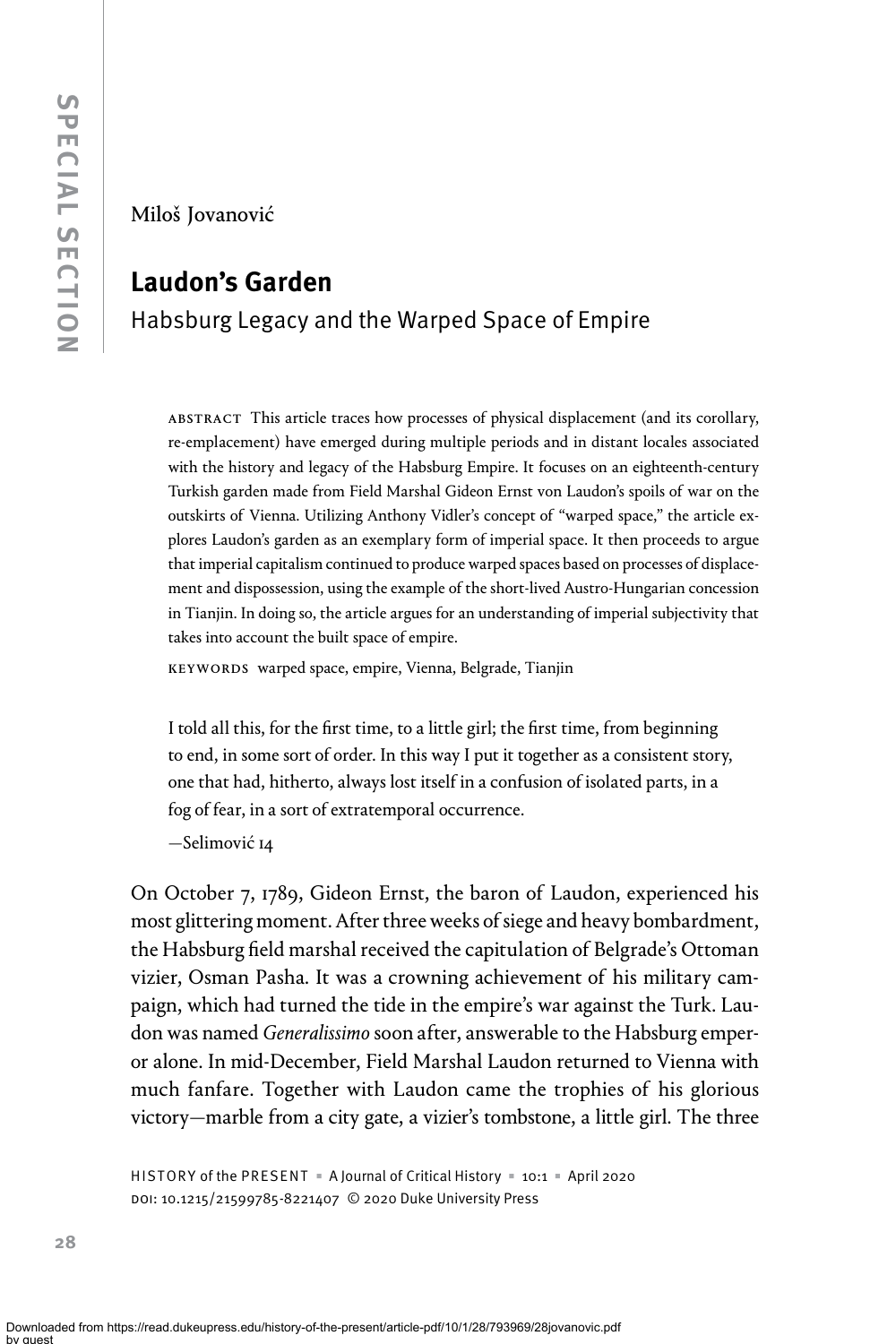SPECIAL SECTION

Miloš Jovanović

# Laudon's Garden

## Habsburg Legacy and the Warped Space of Empire

ABSTRACT This article traces how processes of physical displacement (and its corollary, re-emplacement) have emerged during multiple periods and in distant locales associated with the history and legacy of the Habsburg Empire. It focuses on an eighteenth-century Turkish garden made from Field Marshal Gideon Ernst von Laudon's spoils of war on the outskirts of Vienna. Utilizing Anthony Vidler's concept of "warped space," the article explores Laudon's garden as an exemplary form of imperial space. It then proceeds to argue that imperial capitalism continued to produce warped spaces based on processes of displacement and dispossession, using the example of the short-lived Austro-Hungarian concession in Tianjin. In doing so, the article argues for an understanding of imperial subjectivity that takes into account the built space of empire.

KEYWORDS warped space, empire, Vienna, Belgrade, Tianjin

> I told all this, for the first time, to a little girl; the first time, from beginning to end, in some sort of order. In this way I put it together as a consistent story, one that had, hitherto, always lost itself in a confusion of isolated parts, in a fog of fear, in a sort of extratemporal occurrence.
>
> —Selimović 14

On October 7, 1789, Gideon Ernst, the baron of Laudon, experienced his most glittering moment. After three weeks of siege and heavy bombardment, the Habsburg field marshal received the capitulation of Belgrade's Ottoman vizier, Osman Pasha. It was a crowning achievement of his military campaign, which had turned the tide in the empire's war against the Turk. Laudon was named *Generalissimo* soon after, answerable to the Habsburg emperor alone. In mid-December, Field Marshal Laudon returned to Vienna with much fanfare. Together with Laudon came the trophies of his glorious victory—marble from a city gate, a vizier's tombstone, a little girl. The three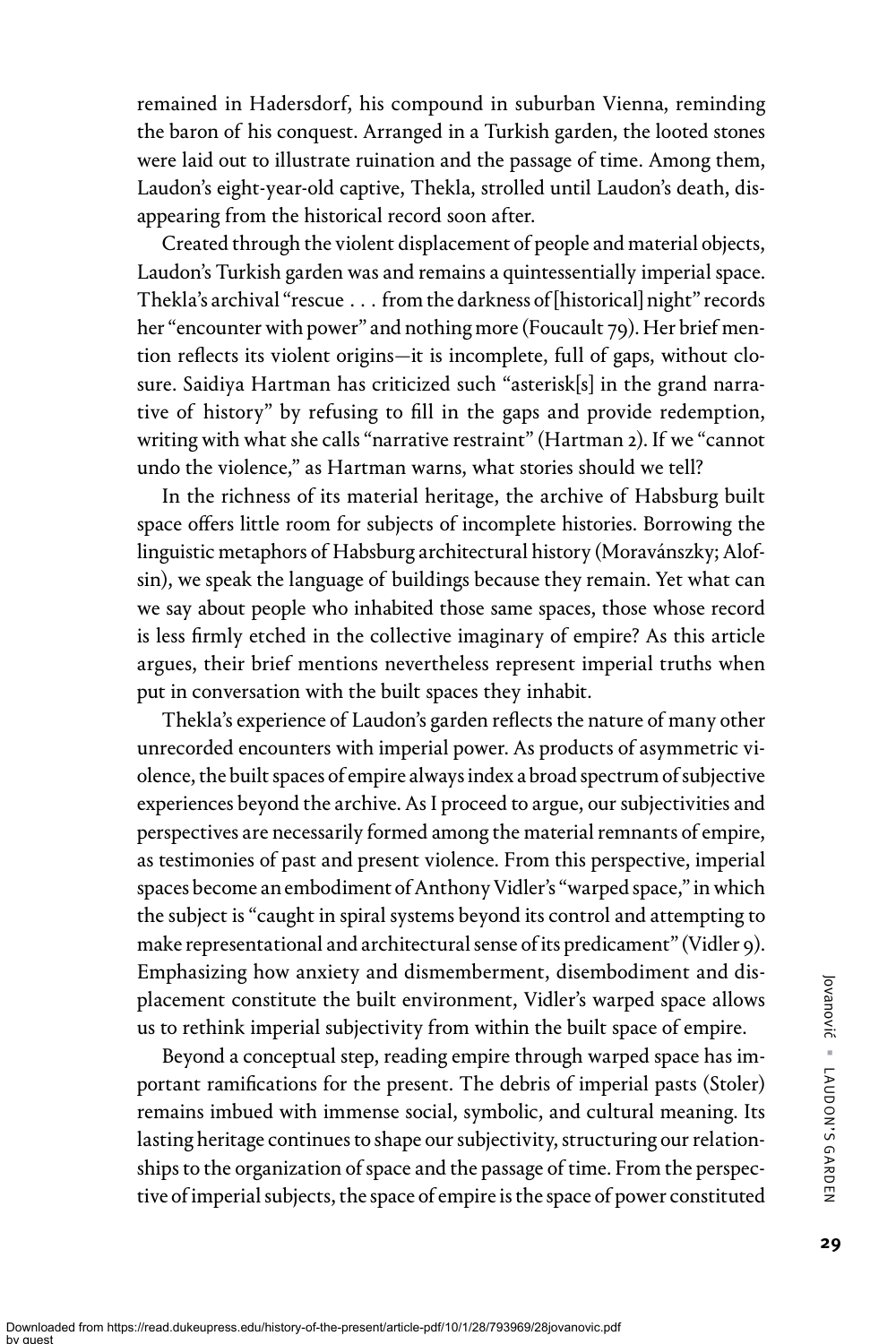remained in Hadersdorf, his compound in suburban Vienna, reminding the baron of his conquest. Arranged in a Turkish garden, the looted stones were laid out to illustrate ruination and the passage of time. Among them, Laudon's eight-year-old captive, Thekla, strolled until Laudon's death, disappearing from the historical record soon after.

Created through the violent displacement of people and material objects, Laudon's Turkish garden was and remains a quintessentially imperial space. Thekla's archival "rescue . . . from the darkness of [historical] night" records her "encounter with power" and nothing more (Foucault 79). Her brief mention reflects its violent origins—it is incomplete, full of gaps, without closure. Saidiya Hartman has criticized such "asterisk[s] in the grand narrative of history" by refusing to fill in the gaps and provide redemption, writing with what she calls "narrative restraint" (Hartman 2). If we "cannot undo the violence," as Hartman warns, what stories should we tell?

In the richness of its material heritage, the archive of Habsburg built space offers little room for subjects of incomplete histories. Borrowing the linguistic metaphors of Habsburg architectural history (Moravánszky; Alofsin), we speak the language of buildings because they remain. Yet what can we say about people who inhabited those same spaces, those whose record is less firmly etched in the collective imaginary of empire? As this article argues, their brief mentions nevertheless represent imperial truths when put in conversation with the built spaces they inhabit.

Thekla's experience of Laudon's garden reflects the nature of many other unrecorded encounters with imperial power. As products of asymmetric violence, the built spaces of empire always index a broad spectrum of subjective experiences beyond the archive. As I proceed to argue, our subjectivities and perspectives are necessarily formed among the material remnants of empire, as testimonies of past and present violence. From this perspective, imperial spaces become an embodiment of Anthony Vidler's "warped space," in which the subject is "caught in spiral systems beyond its control and attempting to make representational and architectural sense of its predicament" (Vidler 9). Emphasizing how anxiety and dismemberment, disembodiment and displacement constitute the built environment, Vidler's warped space allows us to rethink imperial subjectivity from within the built space of empire.

Beyond a conceptual step, reading empire through warped space has important ramifications for the present. The debris of imperial pasts (Stoler) remains imbued with immense social, symbolic, and cultural meaning. Its lasting heritage continues to shape our subjectivity, structuring our relationships to the organization of space and the passage of time. From the perspective of imperial subjects, the space of empire is the space of power constituted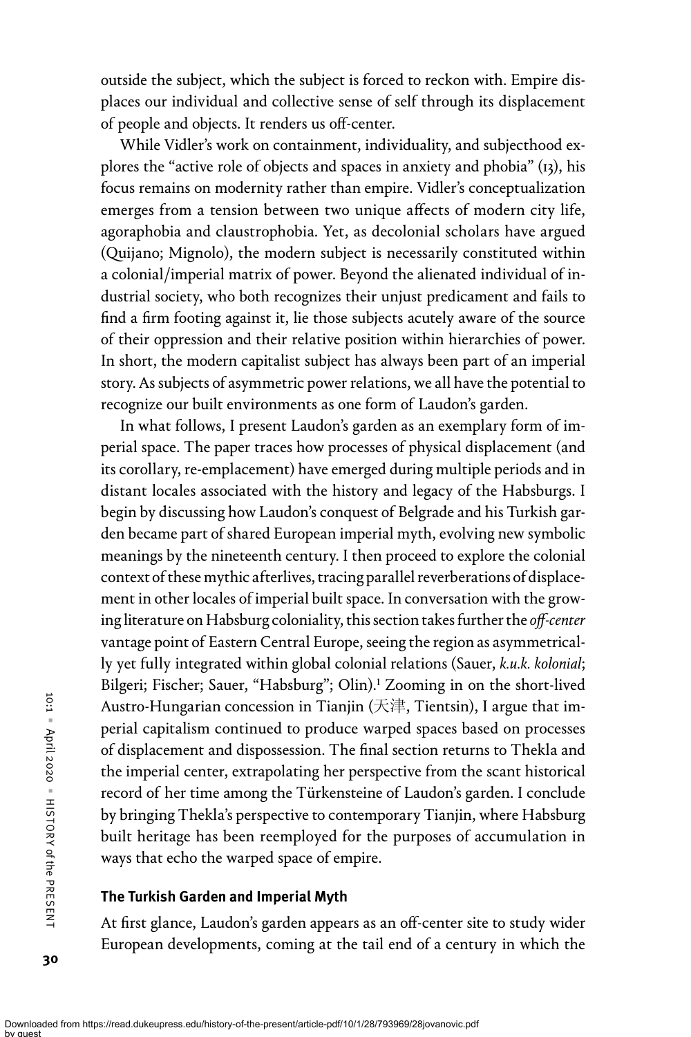outside the subject, which the subject is forced to reckon with. Empire displaces our individual and collective sense of self through its displacement of people and objects. It renders us off-center.

While Vidler's work on containment, individuality, and subjecthood explores the "active role of objects and spaces in anxiety and phobia" (13), his focus remains on modernity rather than empire. Vidler's conceptualization emerges from a tension between two unique affects of modern city life, agoraphobia and claustrophobia. Yet, as decolonial scholars have argued (Quijano; Mignolo), the modern subject is necessarily constituted within a colonial/imperial matrix of power. Beyond the alienated individual of industrial society, who both recognizes their unjust predicament and fails to find a firm footing against it, lie those subjects acutely aware of the source of their oppression and their relative position within hierarchies of power. In short, the modern capitalist subject has always been part of an imperial story. As subjects of asymmetric power relations, we all have the potential to recognize our built environments as one form of Laudon's garden.

In what follows, I present Laudon's garden as an exemplary form of imperial space. The paper traces how processes of physical displacement (and its corollary, re-emplacement) have emerged during multiple periods and in distant locales associated with the history and legacy of the Habsburgs. I begin by discussing how Laudon's conquest of Belgrade and his Turkish garden became part of shared European imperial myth, evolving new symbolic meanings by the nineteenth century. I then proceed to explore the colonial context of these mythic afterlives, tracing parallel reverberations of displacement in other locales of imperial built space. In conversation with the growing literature on Habsburg coloniality, this section takes further the *off-center* vantage point of Eastern Central Europe, seeing the region as asymmetrically yet fully integrated within global colonial relations (Sauer, *k.u.k. kolonial*; Bilgeri; Fischer; Sauer, "Habsburg"; Olin).[1] Zooming in on the short-lived Austro-Hungarian concession in Tianjin (天津, Tientsin), I argue that imperial capitalism continued to produce warped spaces based on processes of displacement and dispossession. The final section returns to Thekla and the imperial center, extrapolating her perspective from the scant historical record of her time among the Türkensteine of Laudon's garden. I conclude by bringing Thekla's perspective to contemporary Tianjin, where Habsburg built heritage has been reemployed for the purposes of accumulation in ways that echo the warped space of empire.

### The Turkish Garden and Imperial Myth

At first glance, Laudon's garden appears as an off-center site to study wider European developments, coming at the tail end of a century in which the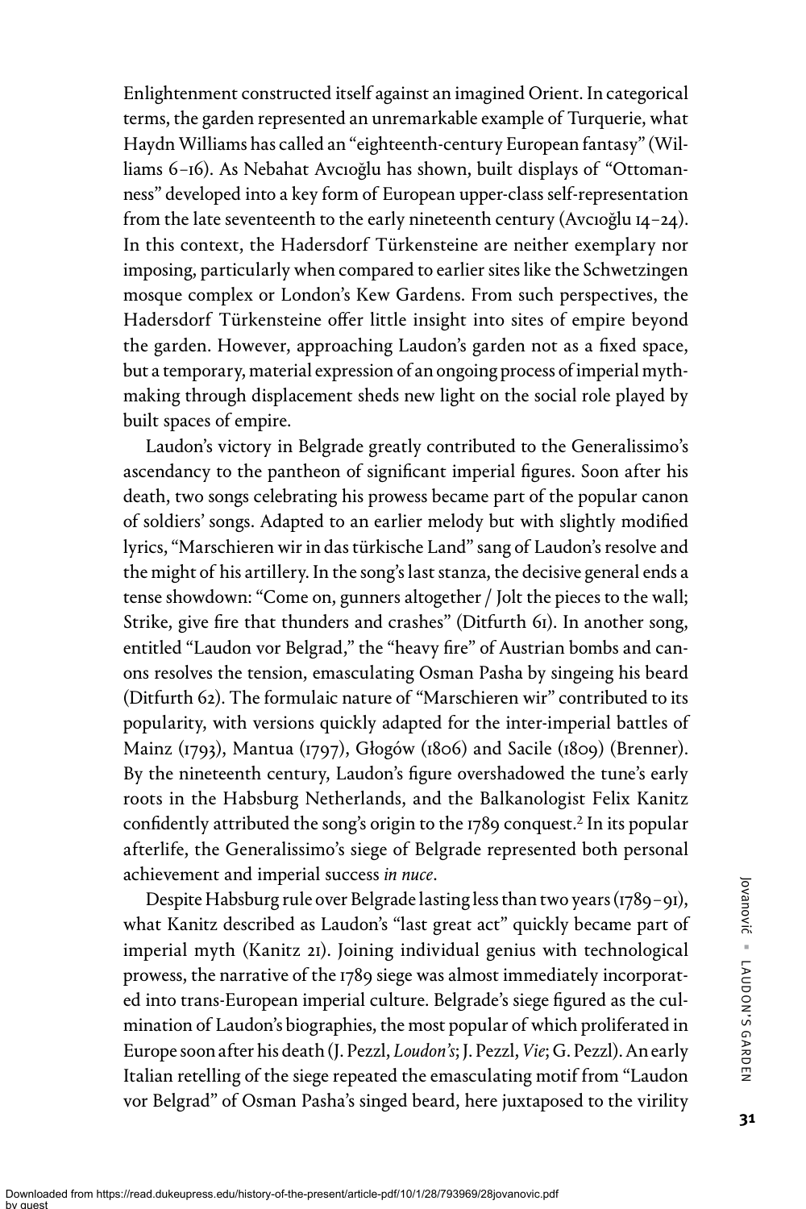Enlightenment constructed itself against an imagined Orient. In categorical terms, the garden represented an unremarkable example of Turquerie, what Haydn Williams has called an "eighteenth-century European fantasy" (Williams 6–16). As Nebahat Avcıoğlu has shown, built displays of "Ottomanness" developed into a key form of European upper-class self-representation from the late seventeenth to the early nineteenth century (Avcıoğlu 14–24). In this context, the Hadersdorf Türkensteine are neither exemplary nor imposing, particularly when compared to earlier sites like the Schwetzingen mosque complex or London's Kew Gardens. From such perspectives, the Hadersdorf Türkensteine offer little insight into sites of empire beyond the garden. However, approaching Laudon's garden not as a fixed space, but a temporary, material expression of an ongoing process of imperial mythmaking through displacement sheds new light on the social role played by built spaces of empire.

Laudon's victory in Belgrade greatly contributed to the Generalissimo's ascendancy to the pantheon of significant imperial figures. Soon after his death, two songs celebrating his prowess became part of the popular canon of soldiers' songs. Adapted to an earlier melody but with slightly modified lyrics, "Marschieren wir in das türkische Land" sang of Laudon's resolve and the might of his artillery. In the song's last stanza, the decisive general ends a tense showdown: "Come on, gunners altogether / Jolt the pieces to the wall; Strike, give fire that thunders and crashes" (Ditfurth 61). In another song, entitled "Laudon vor Belgrad," the "heavy fire" of Austrian bombs and canons resolves the tension, emasculating Osman Pasha by singeing his beard (Ditfurth 62). The formulaic nature of "Marschieren wir" contributed to its popularity, with versions quickly adapted for the inter-imperial battles of Mainz (1793), Mantua (1797), Głogów (1806) and Sacile (1809) (Brenner). By the nineteenth century, Laudon's figure overshadowed the tune's early roots in the Habsburg Netherlands, and the Balkanologist Felix Kanitz confidently attributed the song's origin to the 1789 conquest.[2] In its popular afterlife, the Generalissimo's siege of Belgrade represented both personal achievement and imperial success *in nuce*.

Despite Habsburg rule over Belgrade lasting less than two years (1789–91), what Kanitz described as Laudon's "last great act" quickly became part of imperial myth (Kanitz 21). Joining individual genius with technological prowess, the narrative of the 1789 siege was almost immediately incorporated into trans-European imperial culture. Belgrade's siege figured as the culmination of Laudon's biographies, the most popular of which proliferated in Europe soon after his death (J. Pezzl, *Loudon's*; J. Pezzl, *Vie*; G. Pezzl). An early Italian retelling of the siege repeated the emasculating motif from "Laudon vor Belgrad" of Osman Pasha's singed beard, here juxtaposed to the virility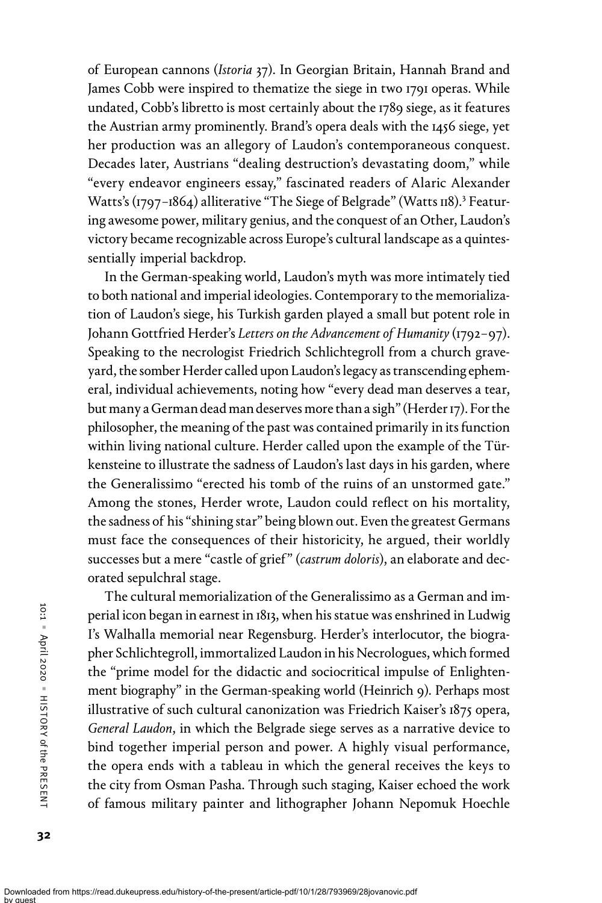of European cannons (*Istoria* 37). In Georgian Britain, Hannah Brand and James Cobb were inspired to thematize the siege in two 1791 operas. While undated, Cobb's libretto is most certainly about the 1789 siege, as it features the Austrian army prominently. Brand's opera deals with the 1456 siege, yet her production was an allegory of Laudon's contemporaneous conquest. Decades later, Austrians "dealing destruction's devastating doom," while "every endeavor engineers essay," fascinated readers of Alaric Alexander Watts's (1797–1864) alliterative "The Siege of Belgrade" (Watts 118).[3] Featuring awesome power, military genius, and the conquest of an Other, Laudon's victory became recognizable across Europe's cultural landscape as a quintessentially imperial backdrop.

In the German-speaking world, Laudon's myth was more intimately tied to both national and imperial ideologies. Contemporary to the memorialization of Laudon's siege, his Turkish garden played a small but potent role in Johann Gottfried Herder's *Letters on the Advancement of Humanity* (1792–97). Speaking to the necrologist Friedrich Schlichtegroll from a church graveyard, the somber Herder called upon Laudon's legacy as transcending ephemeral, individual achievements, noting how "every dead man deserves a tear, but many a German dead man deserves more than a sigh" (Herder 17). For the philosopher, the meaning of the past was contained primarily in its function within living national culture. Herder called upon the example of the Türkensteine to illustrate the sadness of Laudon's last days in his garden, where the Generalissimo "erected his tomb of the ruins of an unstormed gate." Among the stones, Herder wrote, Laudon could reflect on his mortality, the sadness of his "shining star" being blown out. Even the greatest Germans must face the consequences of their historicity, he argued, their worldly successes but a mere "castle of grief" (*castrum doloris*), an elaborate and decorated sepulchral stage.

The cultural memorialization of the Generalissimo as a German and imperial icon began in earnest in 1813, when his statue was enshrined in Ludwig I's Walhalla memorial near Regensburg. Herder's interlocutor, the biographer Schlichtegroll, immortalized Laudon in his Necrologues, which formed the "prime model for the didactic and sociocritical impulse of Enlightenment biography" in the German-speaking world (Heinrich 9). Perhaps most illustrative of such cultural canonization was Friedrich Kaiser's 1875 opera, *General Laudon*, in which the Belgrade siege serves as a narrative device to bind together imperial person and power. A highly visual performance, the opera ends with a tableau in which the general receives the keys to the city from Osman Pasha. Through such staging, Kaiser echoed the work of famous military painter and lithographer Johann Nepomuk Hoechle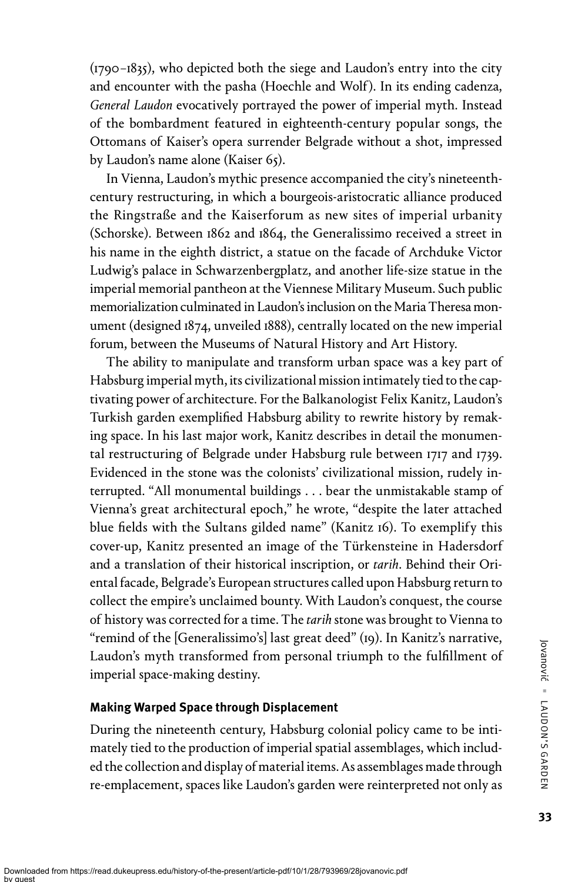(1790–1835), who depicted both the siege and Laudon's entry into the city and encounter with the pasha (Hoechle and Wolf). In its ending cadenza, *General Laudon* evocatively portrayed the power of imperial myth. Instead of the bombardment featured in eighteenth-century popular songs, the Ottomans of Kaiser's opera surrender Belgrade without a shot, impressed by Laudon's name alone (Kaiser 65).

In Vienna, Laudon's mythic presence accompanied the city's nineteenth-century restructuring, in which a bourgeois-aristocratic alliance produced the Ringstraße and the Kaiserforum as new sites of imperial urbanity (Schorske). Between 1862 and 1864, the Generalissimo received a street in his name in the eighth district, a statue on the facade of Archduke Victor Ludwig's palace in Schwarzenbergplatz, and another life-size statue in the imperial memorial pantheon at the Viennese Military Museum. Such public memorialization culminated in Laudon's inclusion on the Maria Theresa monument (designed 1874, unveiled 1888), centrally located on the new imperial forum, between the Museums of Natural History and Art History.

The ability to manipulate and transform urban space was a key part of Habsburg imperial myth, its civilizational mission intimately tied to the captivating power of architecture. For the Balkanologist Felix Kanitz, Laudon's Turkish garden exemplified Habsburg ability to rewrite history by remaking space. In his last major work, Kanitz describes in detail the monumental restructuring of Belgrade under Habsburg rule between 1717 and 1739. Evidenced in the stone was the colonists' civilizational mission, rudely interrupted. "All monumental buildings . . . bear the unmistakable stamp of Vienna's great architectural epoch," he wrote, "despite the later attached blue fields with the Sultans gilded name" (Kanitz 16). To exemplify this cover-up, Kanitz presented an image of the Türkensteine in Hadersdorf and a translation of their historical inscription, or *tarih*. Behind their Oriental facade, Belgrade's European structures called upon Habsburg return to collect the empire's unclaimed bounty. With Laudon's conquest, the course of history was corrected for a time. The *tarih* stone was brought to Vienna to "remind of the [Generalissimo's] last great deed" (19). In Kanitz's narrative, Laudon's myth transformed from personal triumph to the fulfillment of imperial space-making destiny.

### Making Warped Space through Displacement

During the nineteenth century, Habsburg colonial policy came to be intimately tied to the production of imperial spatial assemblages, which included the collection and display of material items. As assemblages made through re-emplacement, spaces like Laudon's garden were reinterpreted not only as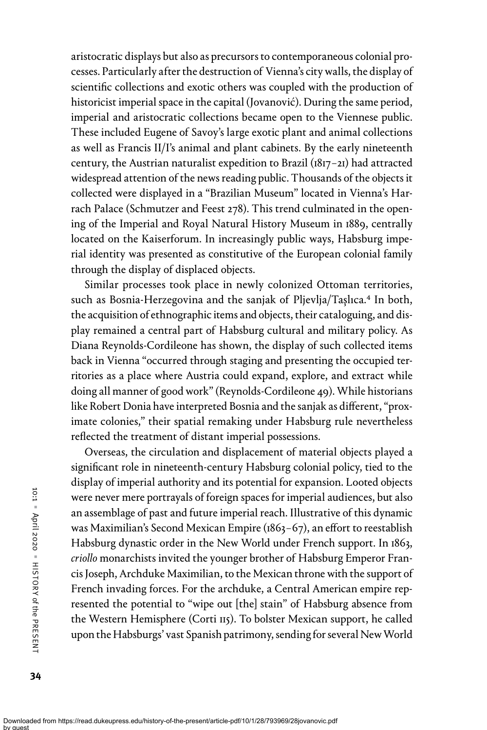aristocratic displays but also as precursors to contemporaneous colonial processes. Particularly after the destruction of Vienna's city walls, the display of scientific collections and exotic others was coupled with the production of historicist imperial space in the capital (Jovanović). During the same period, imperial and aristocratic collections became open to the Viennese public. These included Eugene of Savoy's large exotic plant and animal collections as well as Francis II/I's animal and plant cabinets. By the early nineteenth century, the Austrian naturalist expedition to Brazil (1817–21) had attracted widespread attention of the news reading public. Thousands of the objects it collected were displayed in a "Brazilian Museum" located in Vienna's Harrach Palace (Schmutzer and Feest 278). This trend culminated in the opening of the Imperial and Royal Natural History Museum in 1889, centrally located on the Kaiserforum. In increasingly public ways, Habsburg imperial identity was presented as constitutive of the European colonial family through the display of displaced objects.

Similar processes took place in newly colonized Ottoman territories, such as Bosnia-Herzegovina and the sanjak of Pljevlja/Taşlıca.[4] In both, the acquisition of ethnographic items and objects, their cataloguing, and display remained a central part of Habsburg cultural and military policy. As Diana Reynolds-Cordileone has shown, the display of such collected items back in Vienna "occurred through staging and presenting the occupied territories as a place where Austria could expand, explore, and extract while doing all manner of good work" (Reynolds-Cordileone 49). While historians like Robert Donia have interpreted Bosnia and the sanjak as different, "proximate colonies," their spatial remaking under Habsburg rule nevertheless reflected the treatment of distant imperial possessions.

Overseas, the circulation and displacement of material objects played a significant role in nineteenth-century Habsburg colonial policy, tied to the display of imperial authority and its potential for expansion. Looted objects were never mere portrayals of foreign spaces for imperial audiences, but also an assemblage of past and future imperial reach. Illustrative of this dynamic was Maximilian's Second Mexican Empire (1863–67), an effort to reestablish Habsburg dynastic order in the New World under French support. In 1863, *criollo* monarchists invited the younger brother of Habsburg Emperor Francis Joseph, Archduke Maximilian, to the Mexican throne with the support of French invading forces. For the archduke, a Central American empire represented the potential to "wipe out [the] stain" of Habsburg absence from the Western Hemisphere (Corti 115). To bolster Mexican support, he called upon the Habsburgs' vast Spanish patrimony, sending for several New World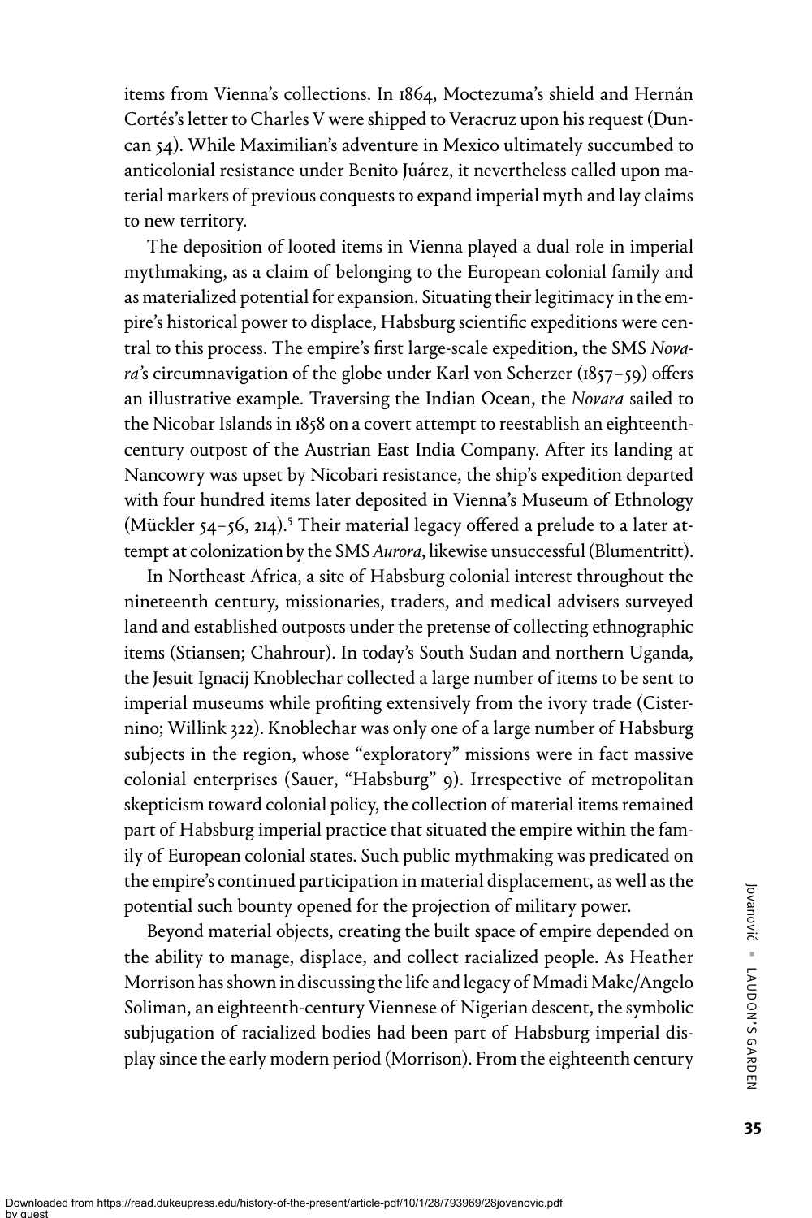items from Vienna's collections. In 1864, Moctezuma's shield and Hernán Cortés's letter to Charles V were shipped to Veracruz upon his request (Duncan 54). While Maximilian's adventure in Mexico ultimately succumbed to anticolonial resistance under Benito Juárez, it nevertheless called upon material markers of previous conquests to expand imperial myth and lay claims to new territory.

The deposition of looted items in Vienna played a dual role in imperial mythmaking, as a claim of belonging to the European colonial family and as materialized potential for expansion. Situating their legitimacy in the empire's historical power to displace, Habsburg scientific expeditions were central to this process. The empire's first large-scale expedition, the SMS *Novara*'s circumnavigation of the globe under Karl von Scherzer (1857–59) offers an illustrative example. Traversing the Indian Ocean, the *Novara* sailed to the Nicobar Islands in 1858 on a covert attempt to reestablish an eighteenth-century outpost of the Austrian East India Company. After its landing at Nancowry was upset by Nicobari resistance, the ship's expedition departed with four hundred items later deposited in Vienna's Museum of Ethnology (Mückler 54–56, 214).[5] Their material legacy offered a prelude to a later attempt at colonization by the SMS *Aurora*, likewise unsuccessful (Blumentritt).

In Northeast Africa, a site of Habsburg colonial interest throughout the nineteenth century, missionaries, traders, and medical advisers surveyed land and established outposts under the pretense of collecting ethnographic items (Stiansen; Chahrour). In today's South Sudan and northern Uganda, the Jesuit Ignacij Knoblechar collected a large number of items to be sent to imperial museums while profiting extensively from the ivory trade (Cisternino; Willink 322). Knoblechar was only one of a large number of Habsburg subjects in the region, whose "exploratory" missions were in fact massive colonial enterprises (Sauer, "Habsburg" 9). Irrespective of metropolitan skepticism toward colonial policy, the collection of material items remained part of Habsburg imperial practice that situated the empire within the family of European colonial states. Such public mythmaking was predicated on the empire's continued participation in material displacement, as well as the potential such bounty opened for the projection of military power.

Beyond material objects, creating the built space of empire depended on the ability to manage, displace, and collect racialized people. As Heather Morrison has shown in discussing the life and legacy of Mmadi Make/Angelo Soliman, an eighteenth-century Viennese of Nigerian descent, the symbolic subjugation of racialized bodies had been part of Habsburg imperial display since the early modern period (Morrison). From the eighteenth century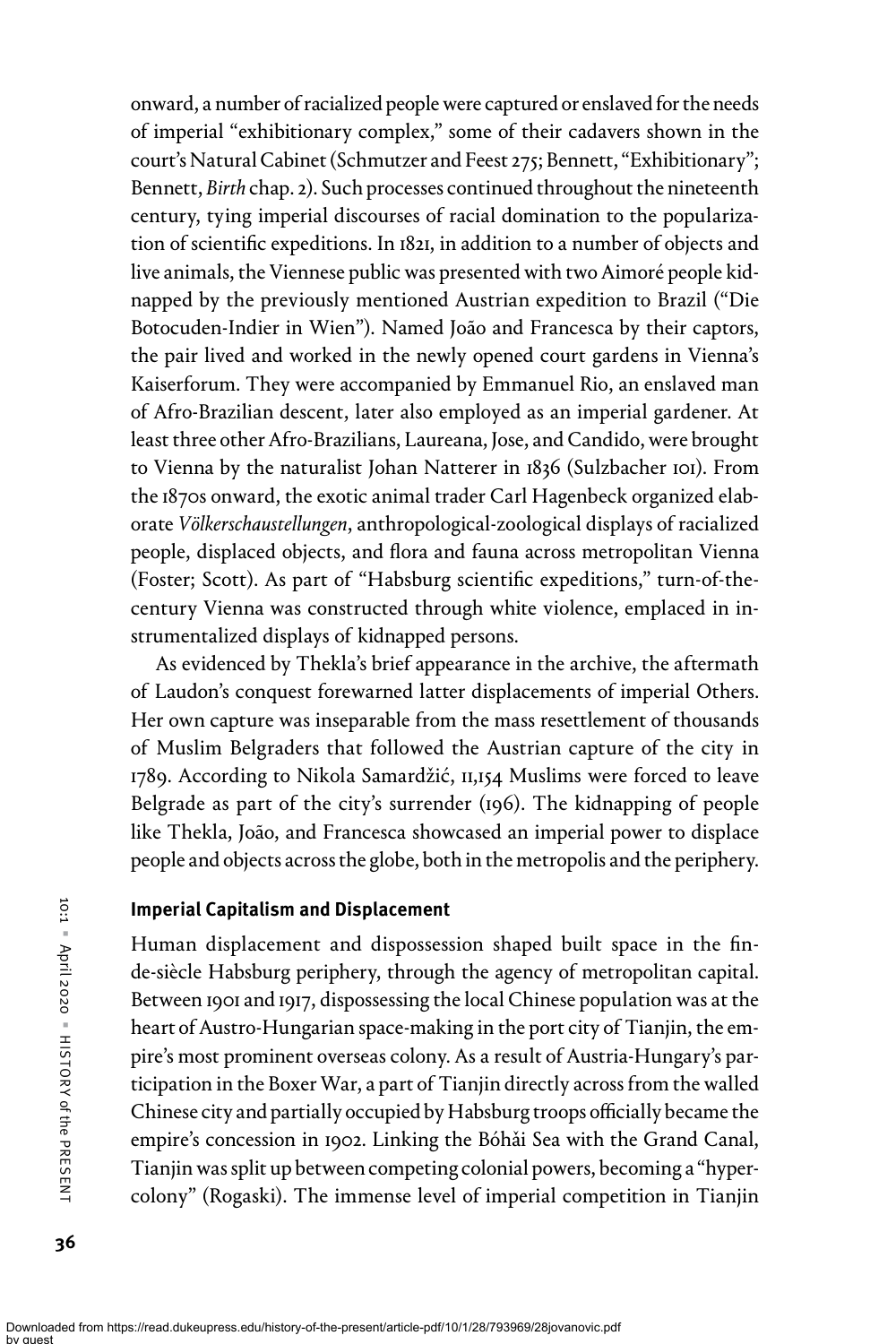onward, a number of racialized people were captured or enslaved for the needs of imperial "exhibitionary complex," some of their cadavers shown in the court's Natural Cabinet (Schmutzer and Feest 275; Bennett, "Exhibitionary"; Bennett, *Birth* chap. 2). Such processes continued throughout the nineteenth century, tying imperial discourses of racial domination to the popularization of scientific expeditions. In 1821, in addition to a number of objects and live animals, the Viennese public was presented with two Aimoré people kidnapped by the previously mentioned Austrian expedition to Brazil ("Die Botocuden-Indier in Wien"). Named João and Francesca by their captors, the pair lived and worked in the newly opened court gardens in Vienna's Kaiserforum. They were accompanied by Emmanuel Rio, an enslaved man of Afro-Brazilian descent, later also employed as an imperial gardener. At least three other Afro-Brazilians, Laureana, Jose, and Candido, were brought to Vienna by the naturalist Johan Natterer in 1836 (Sulzbacher 101). From the 1870s onward, the exotic animal trader Carl Hagenbeck organized elaborate *Völkerschaustellungen*, anthropological-zoological displays of racialized people, displaced objects, and flora and fauna across metropolitan Vienna (Foster; Scott). As part of "Habsburg scientific expeditions," turn-of-the-century Vienna was constructed through white violence, emplaced in instrumentalized displays of kidnapped persons.

As evidenced by Thekla's brief appearance in the archive, the aftermath of Laudon's conquest forewarned latter displacements of imperial Others. Her own capture was inseparable from the mass resettlement of thousands of Muslim Belgraders that followed the Austrian capture of the city in 1789. According to Nikola Samardžić, 11,154 Muslims were forced to leave Belgrade as part of the city's surrender (196). The kidnapping of people like Thekla, João, and Francesca showcased an imperial power to displace people and objects across the globe, both in the metropolis and the periphery.

## Imperial Capitalism and Displacement

Human displacement and dispossession shaped built space in the fin-de-siècle Habsburg periphery, through the agency of metropolitan capital. Between 1901 and 1917, dispossessing the local Chinese population was at the heart of Austro-Hungarian space-making in the port city of Tianjin, the empire's most prominent overseas colony. As a result of Austria-Hungary's participation in the Boxer War, a part of Tianjin directly across from the walled Chinese city and partially occupied by Habsburg troops officially became the empire's concession in 1902. Linking the Bóhǎi Sea with the Grand Canal, Tianjin was split up between competing colonial powers, becoming a "hypercolony" (Rogaski). The immense level of imperial competition in Tianjin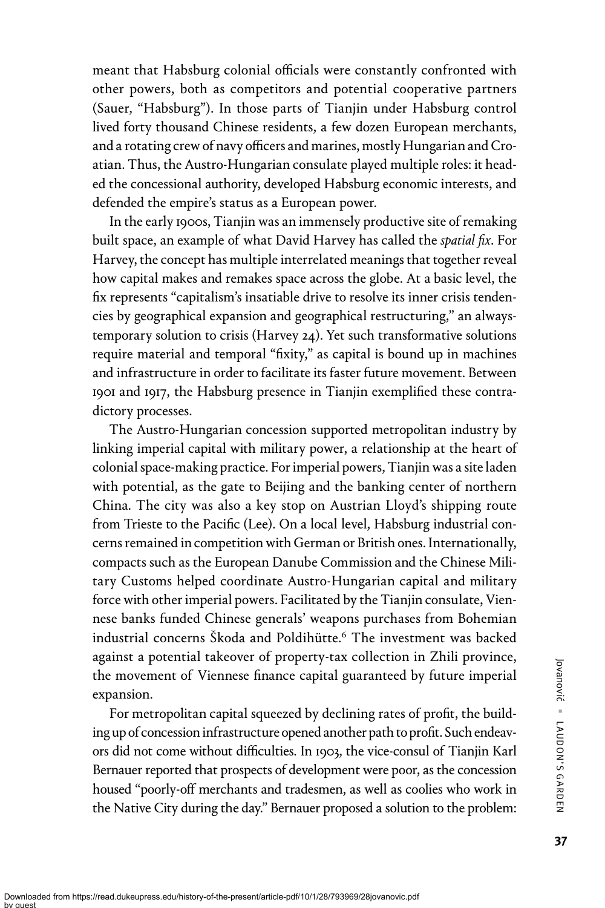meant that Habsburg colonial officials were constantly confronted with other powers, both as competitors and potential cooperative partners (Sauer, "Habsburg"). In those parts of Tianjin under Habsburg control lived forty thousand Chinese residents, a few dozen European merchants, and a rotating crew of navy officers and marines, mostly Hungarian and Croatian. Thus, the Austro-Hungarian consulate played multiple roles: it headed the concessional authority, developed Habsburg economic interests, and defended the empire's status as a European power.

In the early 1900s, Tianjin was an immensely productive site of remaking built space, an example of what David Harvey has called the *spatial fix*. For Harvey, the concept has multiple interrelated meanings that together reveal how capital makes and remakes space across the globe. At a basic level, the fix represents "capitalism's insatiable drive to resolve its inner crisis tendencies by geographical expansion and geographical restructuring," an always-temporary solution to crisis (Harvey 24). Yet such transformative solutions require material and temporal "fixity," as capital is bound up in machines and infrastructure in order to facilitate its faster future movement. Between 1901 and 1917, the Habsburg presence in Tianjin exemplified these contradictory processes.

The Austro-Hungarian concession supported metropolitan industry by linking imperial capital with military power, a relationship at the heart of colonial space-making practice. For imperial powers, Tianjin was a site laden with potential, as the gate to Beijing and the banking center of northern China. The city was also a key stop on Austrian Lloyd's shipping route from Trieste to the Pacific (Lee). On a local level, Habsburg industrial concerns remained in competition with German or British ones. Internationally, compacts such as the European Danube Commission and the Chinese Military Customs helped coordinate Austro-Hungarian capital and military force with other imperial powers. Facilitated by the Tianjin consulate, Viennese banks funded Chinese generals' weapons purchases from Bohemian industrial concerns Škoda and Poldihütte.[6] The investment was backed against a potential takeover of property-tax collection in Zhili province, the movement of Viennese finance capital guaranteed by future imperial expansion.

For metropolitan capital squeezed by declining rates of profit, the building up of concession infrastructure opened another path to profit. Such endeavors did not come without difficulties. In 1903, the vice-consul of Tianjin Karl Bernauer reported that prospects of development were poor, as the concession housed "poorly-off merchants and tradesmen, as well as coolies who work in the Native City during the day." Bernauer proposed a solution to the problem: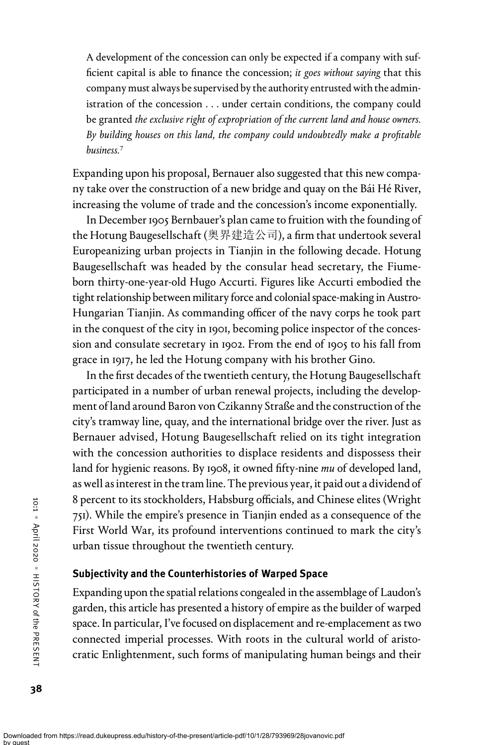> A development of the concession can only be expected if a company with sufficient capital is able to finance the concession; *it goes without saying* that this company must always be supervised by the authority entrusted with the administration of the concession . . . under certain conditions, the company could be granted *the exclusive right of expropriation of the current land and house owners. By building houses on this land, the company could undoubtedly make a profitable business.*[7]

Expanding upon his proposal, Bernauer also suggested that this new company take over the construction of a new bridge and quay on the Bái Hé River, increasing the volume of trade and the concession's income exponentially.

In December 1905 Bernbauer's plan came to fruition with the founding of the Hotung Baugesellschaft (奧界建造公司), a firm that undertook several Europeanizing urban projects in Tianjin in the following decade. Hotung Baugesellschaft was headed by the consular head secretary, the Fiume-born thirty-one-year-old Hugo Accurti. Figures like Accurti embodied the tight relationship between military force and colonial space-making in Austro-Hungarian Tianjin. As commanding officer of the navy corps he took part in the conquest of the city in 1901, becoming police inspector of the concession and consulate secretary in 1902. From the end of 1905 to his fall from grace in 1917, he led the Hotung company with his brother Gino.

In the first decades of the twentieth century, the Hotung Baugesellschaft participated in a number of urban renewal projects, including the development of land around Baron von Czikanny Straße and the construction of the city's tramway line, quay, and the international bridge over the river. Just as Bernauer advised, Hotung Baugesellschaft relied on its tight integration with the concession authorities to displace residents and dispossess their land for hygienic reasons. By 1908, it owned fifty-nine *mu* of developed land, as well as interest in the tram line. The previous year, it paid out a dividend of 8 percent to its stockholders, Habsburg officials, and Chinese elites (Wright 751). While the empire's presence in Tianjin ended as a consequence of the First World War, its profound interventions continued to mark the city's urban tissue throughout the twentieth century.

### Subjectivity and the Counterhistories of Warped Space

Expanding upon the spatial relations congealed in the assemblage of Laudon's garden, this article has presented a history of empire as the builder of warped space. In particular, I've focused on displacement and re-emplacement as two connected imperial processes. With roots in the cultural world of aristocratic Enlightenment, such forms of manipulating human beings and their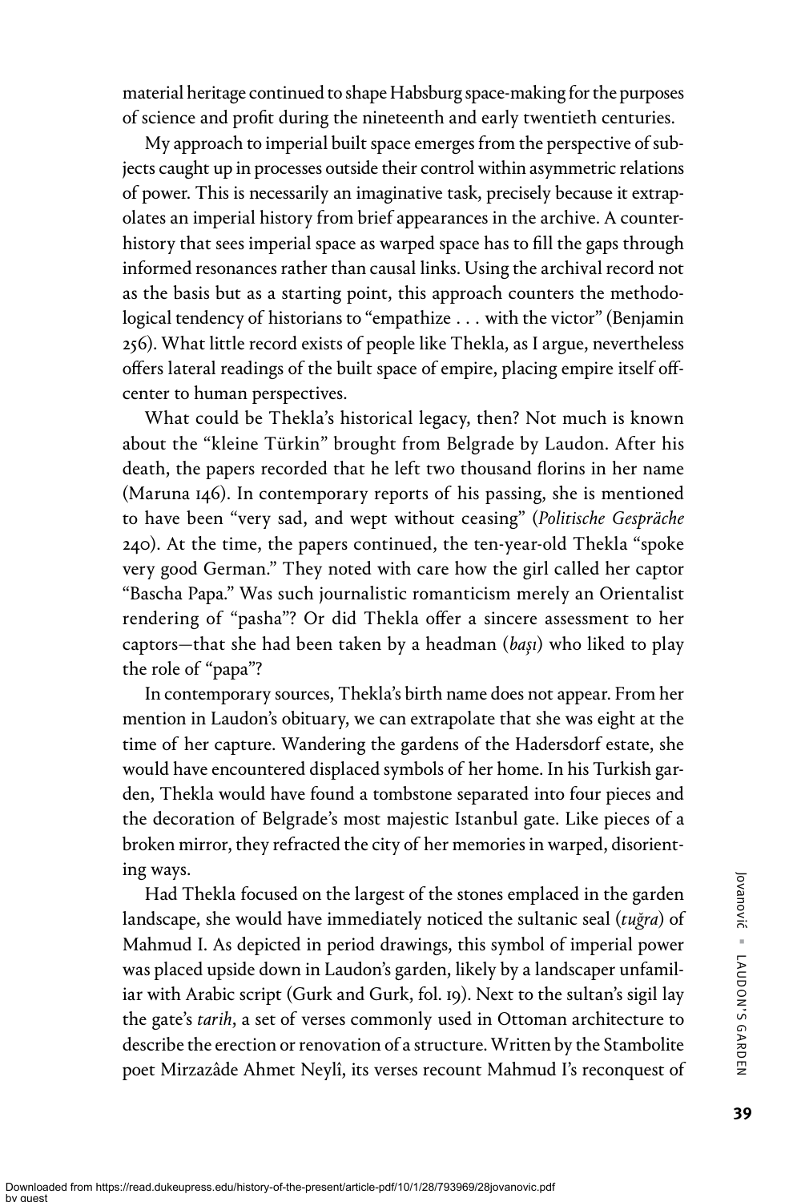material heritage continued to shape Habsburg space-making for the purposes of science and profit during the nineteenth and early twentieth centuries.

My approach to imperial built space emerges from the perspective of subjects caught up in processes outside their control within asymmetric relations of power. This is necessarily an imaginative task, precisely because it extrapolates an imperial history from brief appearances in the archive. A counter-history that sees imperial space as warped space has to fill the gaps through informed resonances rather than causal links. Using the archival record not as the basis but as a starting point, this approach counters the methodological tendency of historians to "empathize . . . with the victor" (Benjamin 256). What little record exists of people like Thekla, as I argue, nevertheless offers lateral readings of the built space of empire, placing empire itself off-center to human perspectives.

What could be Thekla's historical legacy, then? Not much is known about the "kleine Türkin" brought from Belgrade by Laudon. After his death, the papers recorded that he left two thousand florins in her name (Maruna 146). In contemporary reports of his passing, she is mentioned to have been "very sad, and wept without ceasing" (*Politische Gespräche* 240). At the time, the papers continued, the ten-year-old Thekla "spoke very good German." They noted with care how the girl called her captor "Bascha Papa." Was such journalistic romanticism merely an Orientalist rendering of "pasha"? Or did Thekla offer a sincere assessment to her captors—that she had been taken by a headman (*başı*) who liked to play the role of "papa"?

In contemporary sources, Thekla's birth name does not appear. From her mention in Laudon's obituary, we can extrapolate that she was eight at the time of her capture. Wandering the gardens of the Hadersdorf estate, she would have encountered displaced symbols of her home. In his Turkish garden, Thekla would have found a tombstone separated into four pieces and the decoration of Belgrade's most majestic Istanbul gate. Like pieces of a broken mirror, they refracted the city of her memories in warped, disorienting ways.

Had Thekla focused on the largest of the stones emplaced in the garden landscape, she would have immediately noticed the sultanic seal (*tuğra*) of Mahmud I. As depicted in period drawings, this symbol of imperial power was placed upside down in Laudon's garden, likely by a landscaper unfamiliar with Arabic script (Gurk and Gurk, fol. 19). Next to the sultan's sigil lay the gate's *tarih*, a set of verses commonly used in Ottoman architecture to describe the erection or renovation of a structure. Written by the Stambolite poet Mirzazâde Ahmet Neylî, its verses recount Mahmud I's reconquest of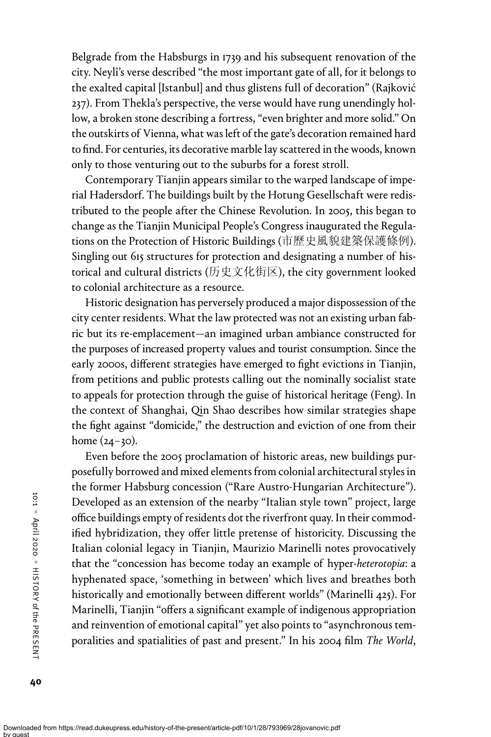Belgrade from the Habsburgs in 1739 and his subsequent renovation of the city. Neylî's verse described "the most important gate of all, for it belongs to the exalted capital [Istanbul] and thus glistens full of decoration" (Rajković 237). From Thekla's perspective, the verse would have rung unendingly hollow, a broken stone describing a fortress, "even brighter and more solid." On the outskirts of Vienna, what was left of the gate's decoration remained hard to find. For centuries, its decorative marble lay scattered in the woods, known only to those venturing out to the suburbs for a forest stroll.

Contemporary Tianjin appears similar to the warped landscape of imperial Hadersdorf. The buildings built by the Hotung Gesellschaft were redistributed to the people after the Chinese Revolution. In 2005, this began to change as the Tianjin Municipal People's Congress inaugurated the Regulations on the Protection of Historic Buildings (市歷史風貌建築保護條例). Singling out 615 structures for protection and designating a number of historical and cultural districts (历史文化街区), the city government looked to colonial architecture as a resource.

Historic designation has perversely produced a major dispossession of the city center residents. What the law protected was not an existing urban fabric but its re-emplacement—an imagined urban ambiance constructed for the purposes of increased property values and tourist consumption. Since the early 2000s, different strategies have emerged to fight evictions in Tianjin, from petitions and public protests calling out the nominally socialist state to appeals for protection through the guise of historical heritage (Feng). In the context of Shanghai, Qin Shao describes how similar strategies shape the fight against "domicide," the destruction and eviction of one from their home (24–30).

Even before the 2005 proclamation of historic areas, new buildings purposefully borrowed and mixed elements from colonial architectural styles in the former Habsburg concession ("Rare Austro-Hungarian Architecture"). Developed as an extension of the nearby "Italian style town" project, large office buildings empty of residents dot the riverfront quay. In their commodified hybridization, they offer little pretense of historicity. Discussing the Italian colonial legacy in Tianjin, Maurizio Marinelli notes provocatively that the "concession has become today an example of hyper-*heterotopia*: a hyphenated space, 'something in between' which lives and breathes both historically and emotionally between different worlds" (Marinelli 425). For Marinelli, Tianjin "offers a significant example of indigenous appropriation and reinvention of emotional capital" yet also points to "asynchronous temporalities and spatialities of past and present." In his 2004 film *The World*,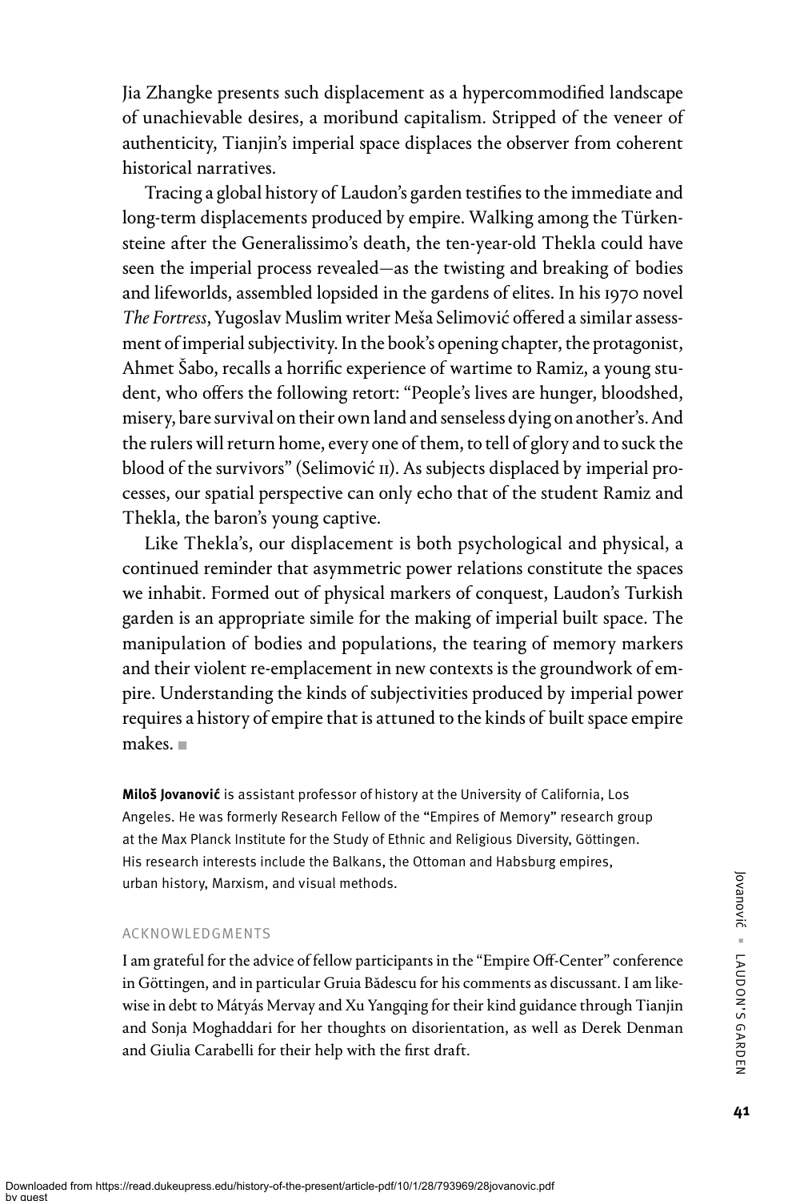Jia Zhangke presents such displacement as a hypercommodified landscape of unachievable desires, a moribund capitalism. Stripped of the veneer of authenticity, Tianjin's imperial space displaces the observer from coherent historical narratives.

Tracing a global history of Laudon's garden testifies to the immediate and long-term displacements produced by empire. Walking among the Türkensteine after the Generalissimo's death, the ten-year-old Thekla could have seen the imperial process revealed—as the twisting and breaking of bodies and lifeworlds, assembled lopsided in the gardens of elites. In his 1970 novel *The Fortress*, Yugoslav Muslim writer Meša Selimović offered a similar assessment of imperial subjectivity. In the book's opening chapter, the protagonist, Ahmet Šabo, recalls a horrific experience of wartime to Ramiz, a young student, who offers the following retort: "People's lives are hunger, bloodshed, misery, bare survival on their own land and senseless dying on another's. And the rulers will return home, every one of them, to tell of glory and to suck the blood of the survivors" (Selimović 11). As subjects displaced by imperial processes, our spatial perspective can only echo that of the student Ramiz and Thekla, the baron's young captive.

Like Thekla's, our displacement is both psychological and physical, a continued reminder that asymmetric power relations constitute the spaces we inhabit. Formed out of physical markers of conquest, Laudon's Turkish garden is an appropriate simile for the making of imperial built space. The manipulation of bodies and populations, the tearing of memory markers and their violent re-emplacement in new contexts is the groundwork of empire. Understanding the kinds of subjectivities produced by imperial power requires a history of empire that is attuned to the kinds of built space empire makes. ■

**Miloš Jovanović** is assistant professor of history at the University of California, Los Angeles. He was formerly Research Fellow of the "Empires of Memory" research group at the Max Planck Institute for the Study of Ethnic and Religious Diversity, Göttingen. His research interests include the Balkans, the Ottoman and Habsburg empires, urban history, Marxism, and visual methods.

## ACKNOWLEDGMENTS

I am grateful for the advice of fellow participants in the "Empire Off-Center" conference in Göttingen, and in particular Gruia Bădescu for his comments as discussant. I am likewise in debt to Mátyás Mervay and Xu Yangqing for their kind guidance through Tianjin and Sonja Moghaddari for her thoughts on disorientation, as well as Derek Denman and Giulia Carabelli for their help with the first draft.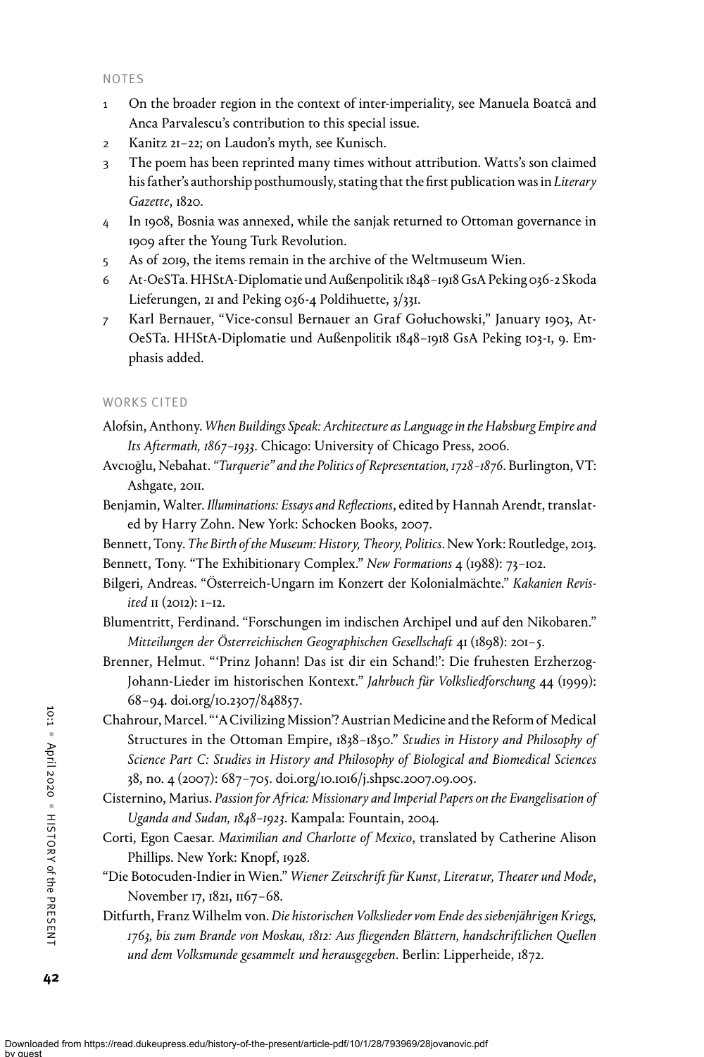## NOTES

1. On the broader region in the context of inter-imperiality, see Manuela Boatcă and Anca Parvalescu's contribution to this special issue.
2. Kanitz 21–22; on Laudon's myth, see Kunisch.
3. The poem has been reprinted many times without attribution. Watts's son claimed his father's authorship posthumously, stating that the first publication was in *Literary Gazette*, 1820.
4. In 1908, Bosnia was annexed, while the sanjak returned to Ottoman governance in 1909 after the Young Turk Revolution.
5. As of 2019, the items remain in the archive of the Weltmuseum Wien.
6. At-OeSTa. HHStA-Diplomatie und Außenpolitik 1848–1918 GsA Peking 036-2 Skoda Lieferungen, 21 and Peking 036-4 Poldihuette, 3/331.
7. Karl Bernauer, "Vice-consul Bernauer an Graf Gołuchowski," January 1903, At-OeSTa. HHStA-Diplomatie und Außenpolitik 1848–1918 GsA Peking 103-1, 9. Emphasis added.

## WORKS CITED

Alofsin, Anthony. *When Buildings Speak: Architecture as Language in the Habsburg Empire and Its Aftermath, 1867–1933*. Chicago: University of Chicago Press, 2006.

Avcıoğlu, Nebahat. *"Turquerie" and the Politics of Representation, 1728–1876*. Burlington, VT: Ashgate, 2011.

Benjamin, Walter. *Illuminations: Essays and Reflections*, edited by Hannah Arendt, translated by Harry Zohn. New York: Schocken Books, 2007.

Bennett, Tony. *The Birth of the Museum: History, Theory, Politics*. New York: Routledge, 2013.

Bennett, Tony. "The Exhibitionary Complex." *New Formations* 4 (1988): 73–102.

Bilgeri, Andreas. "Österreich-Ungarn im Konzert der Kolonialmächte." *Kakanien Revisited* 11 (2012): 1–12.

Blumentritt, Ferdinand. "Forschungen im indischen Archipel und auf den Nikobaren." *Mitteilungen der Österreichischen Geographischen Gesellschaft* 41 (1898): 201–5.

Brenner, Helmut. "'Prinz Johann! Das ist dir ein Schand!': Die fruhesten Erzherzog-Johann-Lieder im historischen Kontext." *Jahrbuch für Volksliedforschung* 44 (1999): 68–94. doi.org/10.2307/848857.

Chahrour, Marcel. "'A Civilizing Mission'? Austrian Medicine and the Reform of Medical Structures in the Ottoman Empire, 1838–1850." *Studies in History and Philosophy of Science Part C: Studies in History and Philosophy of Biological and Biomedical Sciences* 38, no. 4 (2007): 687–705. doi.org/10.1016/j.shpsc.2007.09.005.

Cisternino, Marius. *Passion for Africa: Missionary and Imperial Papers on the Evangelisation of Uganda and Sudan, 1848–1923*. Kampala: Fountain, 2004.

Corti, Egon Caesar. *Maximilian and Charlotte of Mexico*, translated by Catherine Alison Phillips. New York: Knopf, 1928.

"Die Botocuden-Indier in Wien." *Wiener Zeitschrift für Kunst, Literatur, Theater und Mode*, November 17, 1821, 1167–68.

Ditfurth, Franz Wilhelm von. *Die historischen Volkslieder vom Ende des siebenjährigen Kriegs, 1763, bis zum Brande von Moskau, 1812: Aus fliegenden Blättern, handschriftlichen Quellen und dem Volksmunde gesammelt und herausgegeben*. Berlin: Lipperheide, 1872.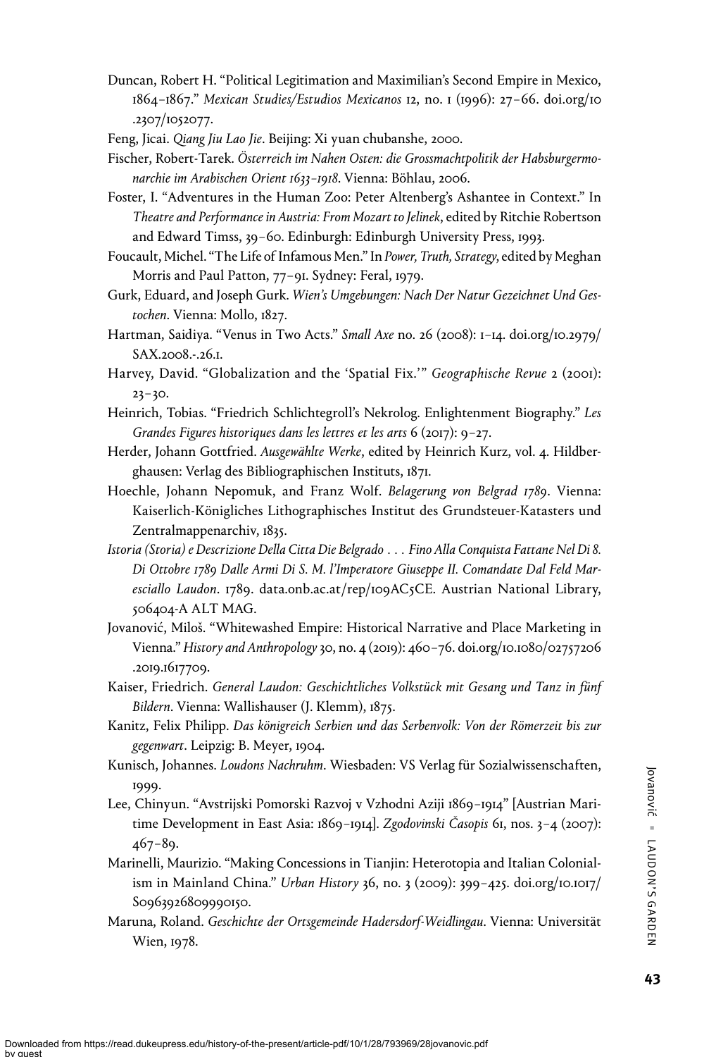Duncan, Robert H. "Political Legitimation and Maximilian's Second Empire in Mexico, 1864–1867." *Mexican Studies/Estudios Mexicanos* 12, no. 1 (1996): 27–66. doi.org/10.2307/1052077.

Feng, Jicai. *Qiang Jiu Lao Jie*. Beijing: Xi yuan chubanshe, 2000.

Fischer, Robert-Tarek. *Österreich im Nahen Osten: die Grossmachtpolitik der Habsburgermonarchie im Arabischen Orient 1633–1918*. Vienna: Böhlau, 2006.

Foster, I. "Adventures in the Human Zoo: Peter Altenberg's Ashantee in Context." In *Theatre and Performance in Austria: From Mozart to Jelinek*, edited by Ritchie Robertson and Edward Timss, 39–60. Edinburgh: Edinburgh University Press, 1993.

Foucault, Michel. "The Life of Infamous Men." In *Power, Truth, Strategy*, edited by Meghan Morris and Paul Patton, 77–91. Sydney: Feral, 1979.

Gurk, Eduard, and Joseph Gurk. *Wien's Umgebungen: Nach Der Natur Gezeichnet Und Gestochen*. Vienna: Mollo, 1827.

Hartman, Saidiya. "Venus in Two Acts." *Small Axe* no. 26 (2008): 1–14. doi.org/10.2979/SAX.2008.-.26.1.

Harvey, David. "Globalization and the 'Spatial Fix.'" *Geographische Revue* 2 (2001): 23–30.

Heinrich, Tobias. "Friedrich Schlichtegroll's Nekrolog. Enlightenment Biography." *Les Grandes Figures historiques dans les lettres et les arts* 6 (2017): 9–27.

Herder, Johann Gottfried. *Ausgewählte Werke*, edited by Heinrich Kurz, vol. 4. Hildberghausen: Verlag des Bibliographischen Instituts, 1871.

Hoechle, Johann Nepomuk, and Franz Wolf. *Belagerung von Belgrad 1789*. Vienna: Kaiserlich-Königliches Lithographisches Institut des Grundsteuer-Katasters und Zentralmappenarchiv, 1835.

*Istoria (Storia) e Descrizione Della Citta Die Belgrado . . . Fino Alla Conquista Fattane Nel Di 8. Di Ottobre 1789 Dalle Armi Di S. M. l'Imperatore Giuseppe II. Comandate Dal Feld Maresciallo Laudon*. 1789. data.onb.ac.at/rep/109AC5CE. Austrian National Library, 506404-A ALT MAG.

Jovanović, Miloš. "Whitewashed Empire: Historical Narrative and Place Marketing in Vienna." *History and Anthropology* 30, no. 4 (2019): 460–76. doi.org/10.1080/02757206.2019.1617709.

Kaiser, Friedrich. *General Laudon: Geschichtliches Volkstück mit Gesang und Tanz in fünf Bildern*. Vienna: Wallishauser (J. Klemm), 1875.

Kanitz, Felix Philipp. *Das königreich Serbien und das Serbenvolk: Von der Römerzeit bis zur gegenwart*. Leipzig: B. Meyer, 1904.

Kunisch, Johannes. *Loudons Nachruhm*. Wiesbaden: VS Verlag für Sozialwissenschaften, 1999.

Lee, Chinyun. "Avstrijski Pomorski Razvoj v Vzhodni Aziji 1869–1914" [Austrian Maritime Development in East Asia: 1869–1914]. *Zgodovinski Časopis* 61, nos. 3–4 (2007): 467–89.

Marinelli, Maurizio. "Making Concessions in Tianjin: Heterotopia and Italian Colonialism in Mainland China." *Urban History* 36, no. 3 (2009): 399–425. doi.org/10.1017/S0963926809990150.

Maruna, Roland. *Geschichte der Ortsgemeinde Hadersdorf-Weidlingau*. Vienna: Universität Wien, 1978.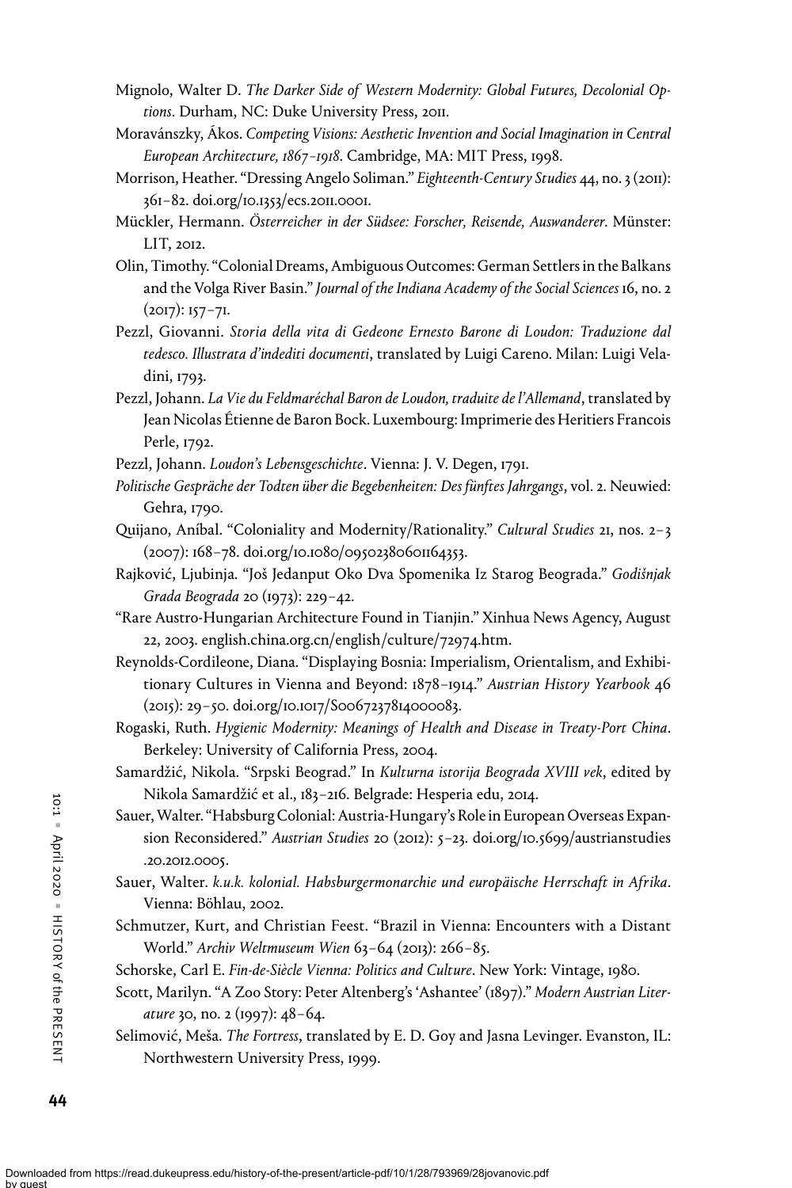Mignolo, Walter D. *The Darker Side of Western Modernity: Global Futures, Decolonial Options*. Durham, NC: Duke University Press, 2011.

Moravánszky, Ákos. *Competing Visions: Aesthetic Invention and Social Imagination in Central European Architecture, 1867–1918*. Cambridge, MA: MIT Press, 1998.

Morrison, Heather. "Dressing Angelo Soliman." *Eighteenth-Century Studies* 44, no. 3 (2011): 361–82. doi.org/10.1353/ecs.2011.0001.

Mückler, Hermann. *Österreicher in der Südsee: Forscher, Reisende, Auswanderer*. Münster: LIT, 2012.

Olin, Timothy. "Colonial Dreams, Ambiguous Outcomes: German Settlers in the Balkans and the Volga River Basin." *Journal of the Indiana Academy of the Social Sciences* 16, no. 2 (2017): 157–71.

Pezzl, Giovanni. *Storia della vita di Gedeone Ernesto Barone di Loudon: Traduzione dal tedesco. Illustrata d'indediti documenti*, translated by Luigi Careno. Milan: Luigi Veladini, 1793.

Pezzl, Johann. *La Vie du Feldmaréchal Baron de Loudon, traduite de l'Allemand*, translated by Jean Nicolas Étienne de Baron Bock. Luxembourg: Imprimerie des Heritiers Francois Perle, 1792.

Pezzl, Johann. *Loudon's Lebensgeschichte*. Vienna: J. V. Degen, 1791.

*Politische Gespräche der Todten über die Begebenheiten: Des fünftes Jahrgangs*, vol. 2. Neuwied: Gehra, 1790.

Quijano, Aníbal. "Coloniality and Modernity/Rationality." *Cultural Studies* 21, nos. 2–3 (2007): 168–78. doi.org/10.1080/09502380601164353.

Rajković, Ljubinja. "Još Jedanput Oko Dva Spomenika Iz Starog Beograda." *Godišnjak Grada Beograda* 20 (1973): 229–42.

"Rare Austro-Hungarian Architecture Found in Tianjin." Xinhua News Agency, August 22, 2003. english.china.org.cn/english/culture/72974.htm.

Reynolds-Cordileone, Diana. "Displaying Bosnia: Imperialism, Orientalism, and Exhibitionary Cultures in Vienna and Beyond: 1878–1914." *Austrian History Yearbook* 46 (2015): 29–50. doi.org/10.1017/S0067237814000083.

Rogaski, Ruth. *Hygienic Modernity: Meanings of Health and Disease in Treaty-Port China*. Berkeley: University of California Press, 2004.

Samardžić, Nikola. "Srpski Beograd." In *Kulturna istorija Beograda XVIII vek*, edited by Nikola Samardžić et al., 183–216. Belgrade: Hesperia edu, 2014.

Sauer, Walter. "Habsburg Colonial: Austria-Hungary's Role in European Overseas Expansion Reconsidered." *Austrian Studies* 20 (2012): 5–23. doi.org/10.5699/austrianstudies.20.2012.0005.

Sauer, Walter. *k.u.k. kolonial. Habsburgermonarchie und europäische Herrschaft in Afrika*. Vienna: Böhlau, 2002.

Schmutzer, Kurt, and Christian Feest. "Brazil in Vienna: Encounters with a Distant World." *Archiv Weltmuseum Wien* 63–64 (2013): 266–85.

Schorske, Carl E. *Fin-de-Siècle Vienna: Politics and Culture*. New York: Vintage, 1980.

Scott, Marilyn. "A Zoo Story: Peter Altenberg's 'Ashantee' (1897)." *Modern Austrian Literature* 30, no. 2 (1997): 48–64.

Selimović, Meša. *The Fortress*, translated by E. D. Goy and Jasna Levinger. Evanston, IL: Northwestern University Press, 1999.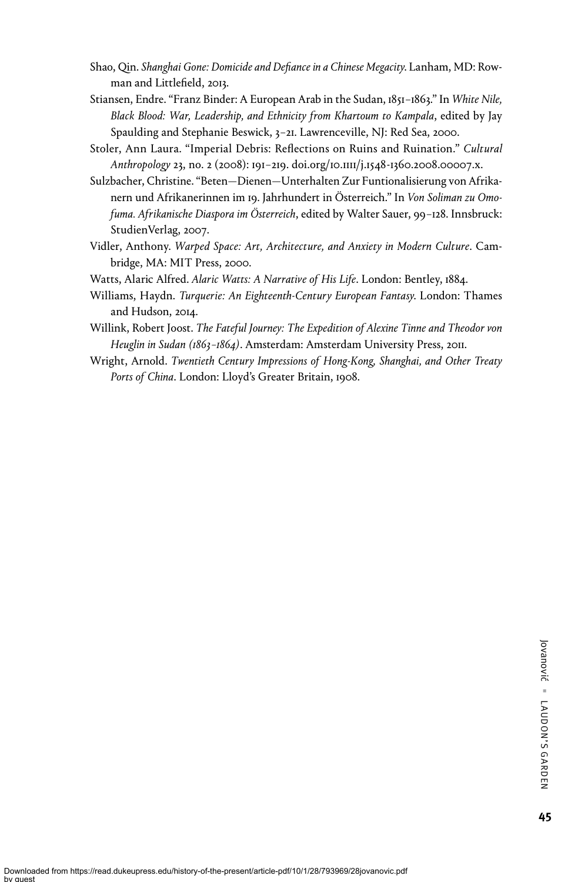Shao, Qin. *Shanghai Gone: Domicide and Defiance in a Chinese Megacity*. Lanham, MD: Rowman and Littlefield, 2013.

Stiansen, Endre. "Franz Binder: A European Arab in the Sudan, 1851–1863." In *White Nile, Black Blood: War, Leadership, and Ethnicity from Khartoum to Kampala*, edited by Jay Spaulding and Stephanie Beswick, 3–21. Lawrenceville, NJ: Red Sea, 2000.

Stoler, Ann Laura. "Imperial Debris: Reflections on Ruins and Ruination." *Cultural Anthropology* 23, no. 2 (2008): 191–219. doi.org/10.1111/j.1548-1360.2008.00007.x.

Sulzbacher, Christine. "Beten—Dienen—Unterhalten Zur Funtionalisierung von Afrikanern und Afrikanerinnen im 19. Jahrhundert in Österreich." In *Von Soliman zu Omofuma. Afrikanische Diaspora im Österreich*, edited by Walter Sauer, 99–128. Innsbruck: StudienVerlag, 2007.

Vidler, Anthony. *Warped Space: Art, Architecture, and Anxiety in Modern Culture*. Cambridge, MA: MIT Press, 2000.

Watts, Alaric Alfred. *Alaric Watts: A Narrative of His Life*. London: Bentley, 1884.

Williams, Haydn. *Turquerie: An Eighteenth-Century European Fantasy*. London: Thames and Hudson, 2014.

Willink, Robert Joost. *The Fateful Journey: The Expedition of Alexine Tinne and Theodor von Heuglin in Sudan (1863–1864)*. Amsterdam: Amsterdam University Press, 2011.

Wright, Arnold. *Twentieth Century Impressions of Hong-Kong, Shanghai, and Other Treaty Ports of China*. London: Lloyd's Greater Britain, 1908.